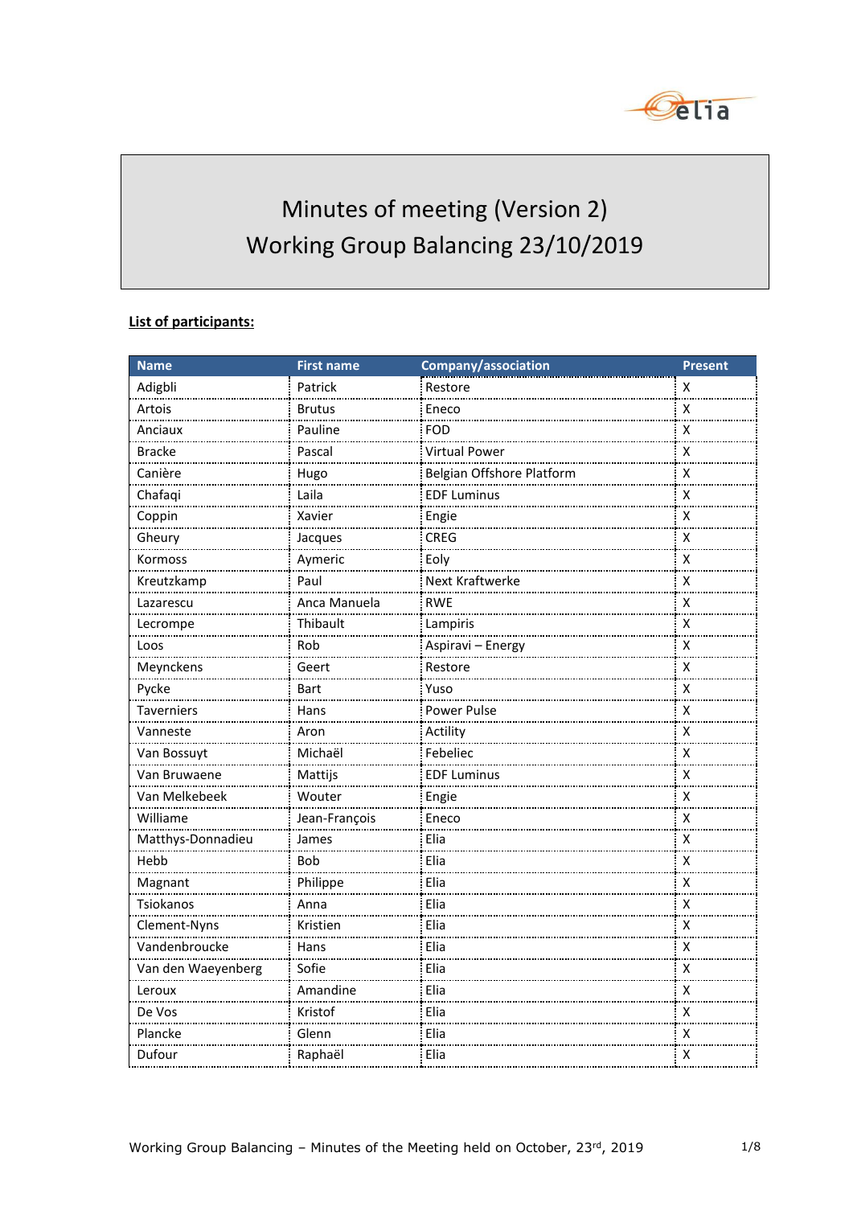# Minutes of meeting (Version 2)
# Working Group Balancing 23/10/2019

**List of participants:**

| Name | First name | Company/association | Present |
|---|---|---|---|
| Adigbli | Patrick | Restore | X |
| Artois | Brutus | Eneco | X |
| Anciaux | Pauline | FOD | X |
| Bracke | Pascal | Virtual Power | X |
| Canière | Hugo | Belgian Offshore Platform | X |
| Chafaqi | Laila | EDF Luminus | X |
| Coppin | Xavier | Engie | X |
| Gheury | Jacques | CREG | X |
| Kormoss | Aymeric | Eoly | X |
| Kreutzkamp | Paul | Next Kraftwerke | X |
| Lazarescu | Anca Manuela | RWE | X |
| Lecrompe | Thibault | Lampiris | X |
| Loos | Rob | Aspiravi – Energy | X |
| Meynckens | Geert | Restore | X |
| Pycke | Bart | Yuso | X |
| Taverniers | Hans | Power Pulse | X |
| Vanneste | Aron | Actility | X |
| Van Bossuyt | Michaël | Febeliec | X |
| Van Bruwaene | Mattijs | EDF Luminus | X |
| Van Melkebeek | Wouter | Engie | X |
| Williame | Jean-François | Eneco | X |
| Matthys-Donnadieu | James | Elia | X |
| Hebb | Bob | Elia | X |
| Magnant | Philippe | Elia | X |
| Tsiokanos | Anna | Elia | X |
| Clement-Nyns | Kristien | Elia | X |
| Vandenbroucke | Hans | Elia | X |
| Van den Waeyenberg | Sofie | Elia | X |
| Leroux | Amandine | Elia | X |
| De Vos | Kristof | Elia | X |
| Plancke | Glenn | Elia | X |
| Dufour | Raphaël | Elia | X |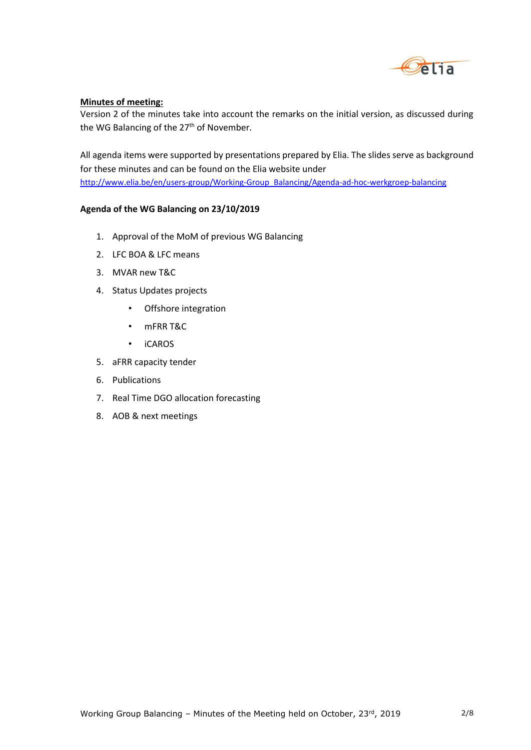**Minutes of meeting:**

Version 2 of the minutes take into account the remarks on the initial version, as discussed during the WG Balancing of the 27th of November.

All agenda items were supported by presentations prepared by Elia. The slides serve as background for these minutes and can be found on the Elia website under http://www.elia.be/en/users-group/Working-Group_Balancing/Agenda-ad-hoc-werkgroep-balancing

**Agenda of the WG Balancing on 23/10/2019**

1. Approval of the MoM of previous WG Balancing
2. LFC BOA & LFC means
3. MVAR new T&C
4. Status Updates projects
   - Offshore integration
   - mFRR T&C
   - iCAROS
5. aFRR capacity tender
6. Publications
7. Real Time DGO allocation forecasting
8. AOB & next meetings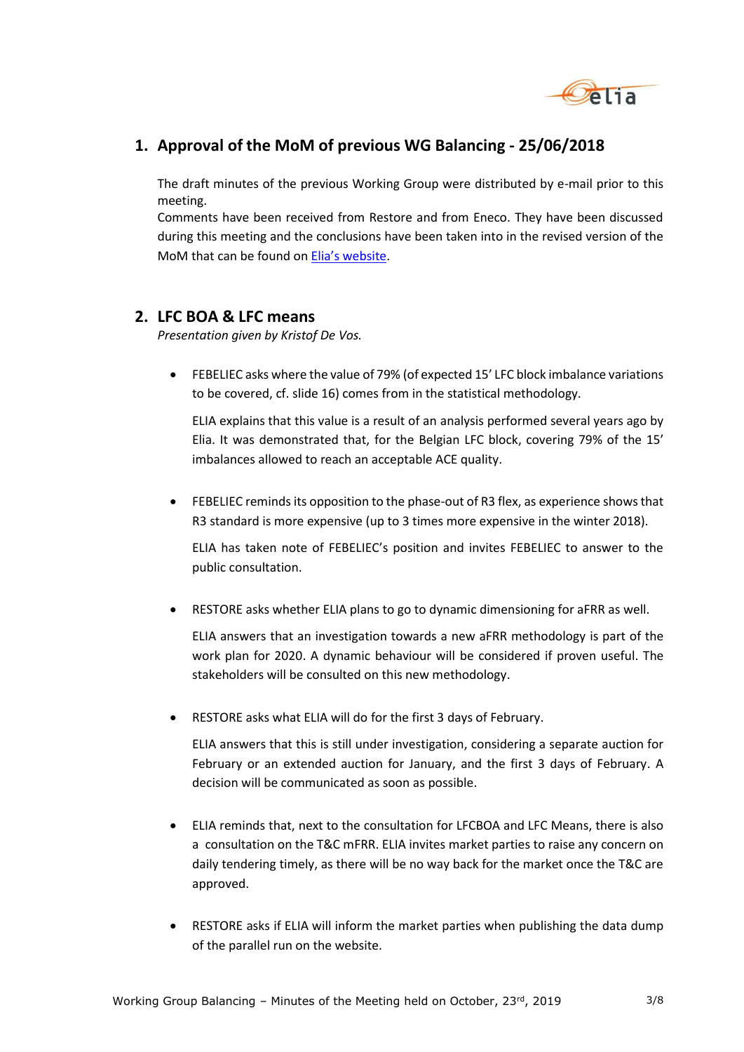## 1. Approval of the MoM of previous WG Balancing - 25/06/2018

The draft minutes of the previous Working Group were distributed by e-mail prior to this meeting.
Comments have been received from Restore and from Eneco. They have been discussed during this meeting and the conclusions have been taken into in the revised version of the MoM that can be found on [Elia's website](#).

## 2. LFC BOA & LFC means

*Presentation given by Kristof De Vos.*

- FEBELIEC asks where the value of 79% (of expected 15' LFC block imbalance variations to be covered, cf. slide 16) comes from in the statistical methodology.

  ELIA explains that this value is a result of an analysis performed several years ago by Elia. It was demonstrated that, for the Belgian LFC block, covering 79% of the 15' imbalances allowed to reach an acceptable ACE quality.

- FEBELIEC reminds its opposition to the phase-out of R3 flex, as experience shows that R3 standard is more expensive (up to 3 times more expensive in the winter 2018).

  ELIA has taken note of FEBELIEC's position and invites FEBELIEC to answer to the public consultation.

- RESTORE asks whether ELIA plans to go to dynamic dimensioning for aFRR as well.

  ELIA answers that an investigation towards a new aFRR methodology is part of the work plan for 2020. A dynamic behaviour will be considered if proven useful. The stakeholders will be consulted on this new methodology.

- RESTORE asks what ELIA will do for the first 3 days of February.

  ELIA answers that this is still under investigation, considering a separate auction for February or an extended auction for January, and the first 3 days of February. A decision will be communicated as soon as possible.

- ELIA reminds that, next to the consultation for LFCBOA and LFC Means, there is also a consultation on the T&C mFRR. ELIA invites market parties to raise any concern on daily tendering timely, as there will be no way back for the market once the T&C are approved.

- RESTORE asks if ELIA will inform the market parties when publishing the data dump of the parallel run on the website.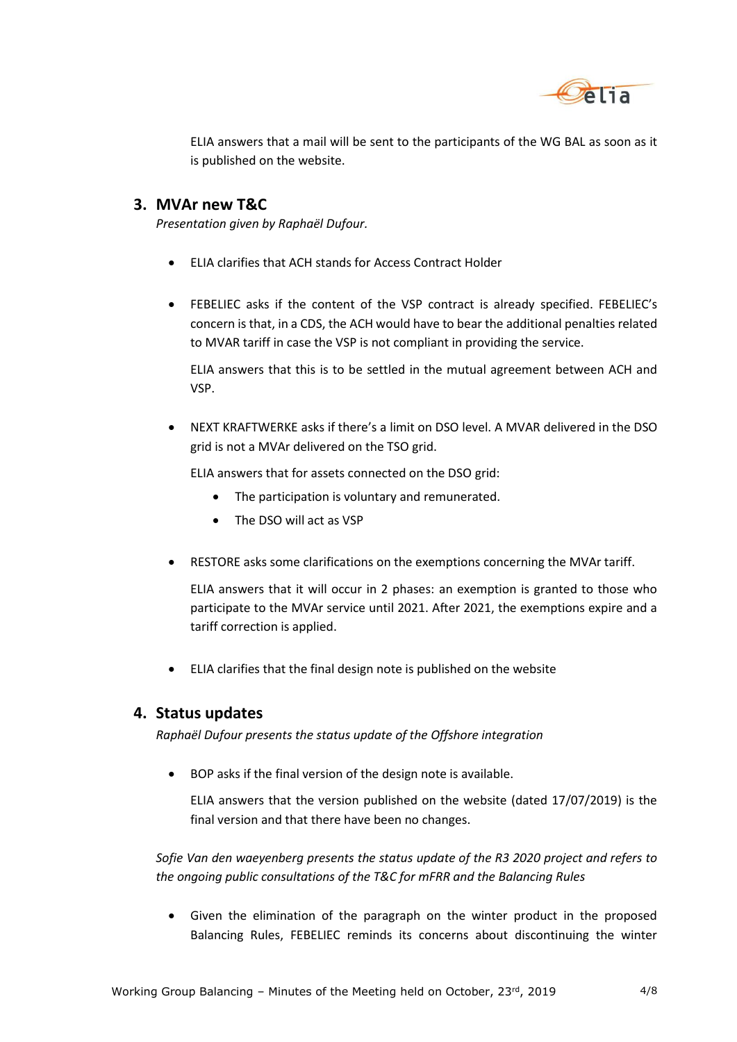ELIA answers that a mail will be sent to the participants of the WG BAL as soon as it is published on the website.

## 3. MVAr new T&C

*Presentation given by Raphaël Dufour.*

- ELIA clarifies that ACH stands for Access Contract Holder

- FEBELIEC asks if the content of the VSP contract is already specified. FEBELIEC's concern is that, in a CDS, the ACH would have to bear the additional penalties related to MVAR tariff in case the VSP is not compliant in providing the service.

  ELIA answers that this is to be settled in the mutual agreement between ACH and VSP.

- NEXT KRAFTWERKE asks if there's a limit on DSO level. A MVAR delivered in the DSO grid is not a MVAr delivered on the TSO grid.

  ELIA answers that for assets connected on the DSO grid:

  - The participation is voluntary and remunerated.
  - The DSO will act as VSP

- RESTORE asks some clarifications on the exemptions concerning the MVAr tariff.

  ELIA answers that it will occur in 2 phases: an exemption is granted to those who participate to the MVAr service until 2021. After 2021, the exemptions expire and a tariff correction is applied.

- ELIA clarifies that the final design note is published on the website

## 4. Status updates

*Raphaël Dufour presents the status update of the Offshore integration*

- BOP asks if the final version of the design note is available.

  ELIA answers that the version published on the website (dated 17/07/2019) is the final version and that there have been no changes.

*Sofie Van den waeyenberg presents the status update of the R3 2020 project and refers to the ongoing public consultations of the T&C for mFRR and the Balancing Rules*

- Given the elimination of the paragraph on the winter product in the proposed Balancing Rules, FEBELIEC reminds its concerns about discontinuing the winter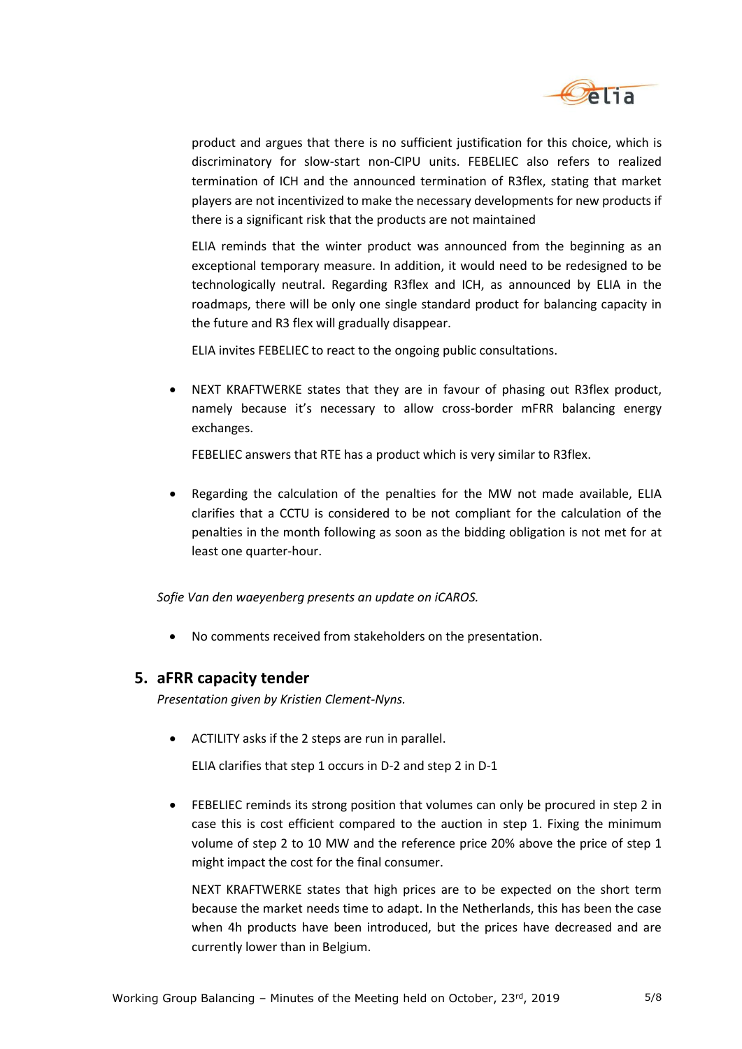product and argues that there is no sufficient justification for this choice, which is discriminatory for slow-start non-CIPU units. FEBELIEC also refers to realized termination of ICH and the announced termination of R3flex, stating that market players are not incentivized to make the necessary developments for new products if there is a significant risk that the products are not maintained

ELIA reminds that the winter product was announced from the beginning as an exceptional temporary measure. In addition, it would need to be redesigned to be technologically neutral. Regarding R3flex and ICH, as announced by ELIA in the roadmaps, there will be only one single standard product for balancing capacity in the future and R3 flex will gradually disappear.

ELIA invites FEBELIEC to react to the ongoing public consultations.

- NEXT KRAFTWERKE states that they are in favour of phasing out R3flex product, namely because it's necessary to allow cross-border mFRR balancing energy exchanges.

  FEBELIEC answers that RTE has a product which is very similar to R3flex.

- Regarding the calculation of the penalties for the MW not made available, ELIA clarifies that a CCTU is considered to be not compliant for the calculation of the penalties in the month following as soon as the bidding obligation is not met for at least one quarter-hour.

*Sofie Van den waeyenberg presents an update on iCAROS.*

- No comments received from stakeholders on the presentation.

## 5. aFRR capacity tender

*Presentation given by Kristien Clement-Nyns.*

- ACTILITY asks if the 2 steps are run in parallel.

  ELIA clarifies that step 1 occurs in D-2 and step 2 in D-1

- FEBELIEC reminds its strong position that volumes can only be procured in step 2 in case this is cost efficient compared to the auction in step 1. Fixing the minimum volume of step 2 to 10 MW and the reference price 20% above the price of step 1 might impact the cost for the final consumer.

  NEXT KRAFTWERKE states that high prices are to be expected on the short term because the market needs time to adapt. In the Netherlands, this has been the case when 4h products have been introduced, but the prices have decreased and are currently lower than in Belgium.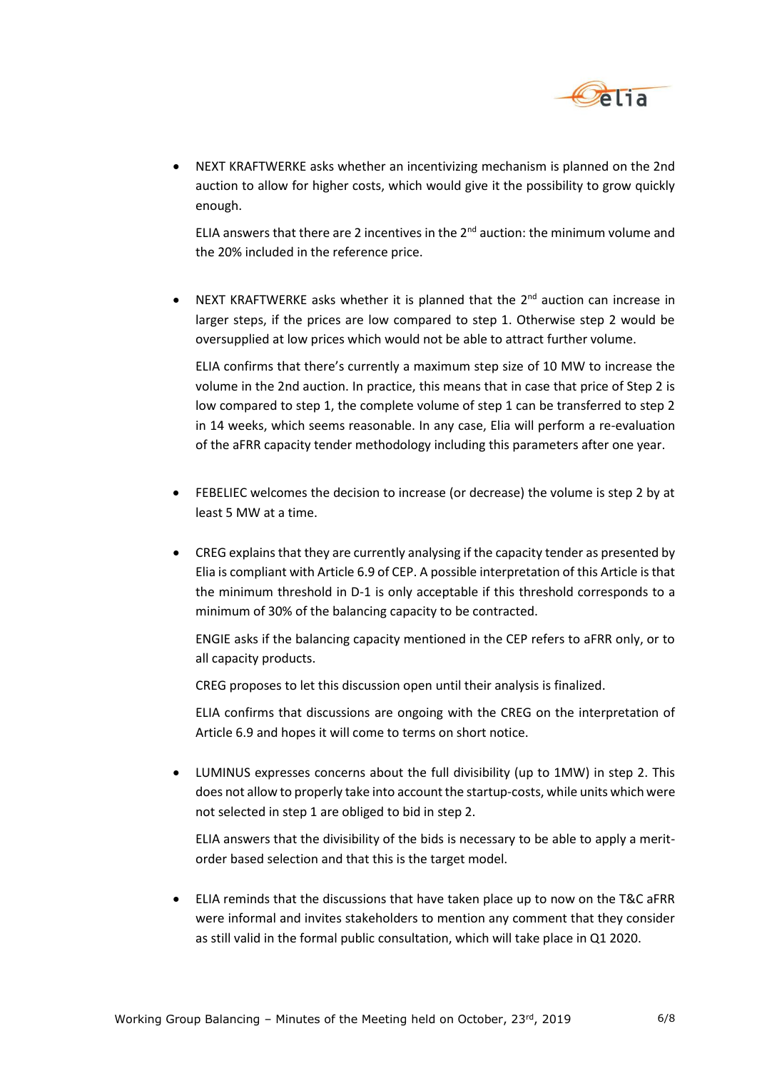- NEXT KRAFTWERKE asks whether an incentivizing mechanism is planned on the 2nd auction to allow for higher costs, which would give it the possibility to grow quickly enough.

  ELIA answers that there are 2 incentives in the 2nd auction: the minimum volume and the 20% included in the reference price.

- NEXT KRAFTWERKE asks whether it is planned that the 2nd auction can increase in larger steps, if the prices are low compared to step 1. Otherwise step 2 would be oversupplied at low prices which would not be able to attract further volume.

  ELIA confirms that there's currently a maximum step size of 10 MW to increase the volume in the 2nd auction. In practice, this means that in case that price of Step 2 is low compared to step 1, the complete volume of step 1 can be transferred to step 2 in 14 weeks, which seems reasonable. In any case, Elia will perform a re-evaluation of the aFRR capacity tender methodology including this parameters after one year.

- FEBELIEC welcomes the decision to increase (or decrease) the volume is step 2 by at least 5 MW at a time.

- CREG explains that they are currently analysing if the capacity tender as presented by Elia is compliant with Article 6.9 of CEP. A possible interpretation of this Article is that the minimum threshold in D-1 is only acceptable if this threshold corresponds to a minimum of 30% of the balancing capacity to be contracted.

  ENGIE asks if the balancing capacity mentioned in the CEP refers to aFRR only, or to all capacity products.

  CREG proposes to let this discussion open until their analysis is finalized.

  ELIA confirms that discussions are ongoing with the CREG on the interpretation of Article 6.9 and hopes it will come to terms on short notice.

- LUMINUS expresses concerns about the full divisibility (up to 1MW) in step 2. This does not allow to properly take into account the startup-costs, while units which were not selected in step 1 are obliged to bid in step 2.

  ELIA answers that the divisibility of the bids is necessary to be able to apply a merit-order based selection and that this is the target model.

- ELIA reminds that the discussions that have taken place up to now on the T&C aFRR were informal and invites stakeholders to mention any comment that they consider as still valid in the formal public consultation, which will take place in Q1 2020.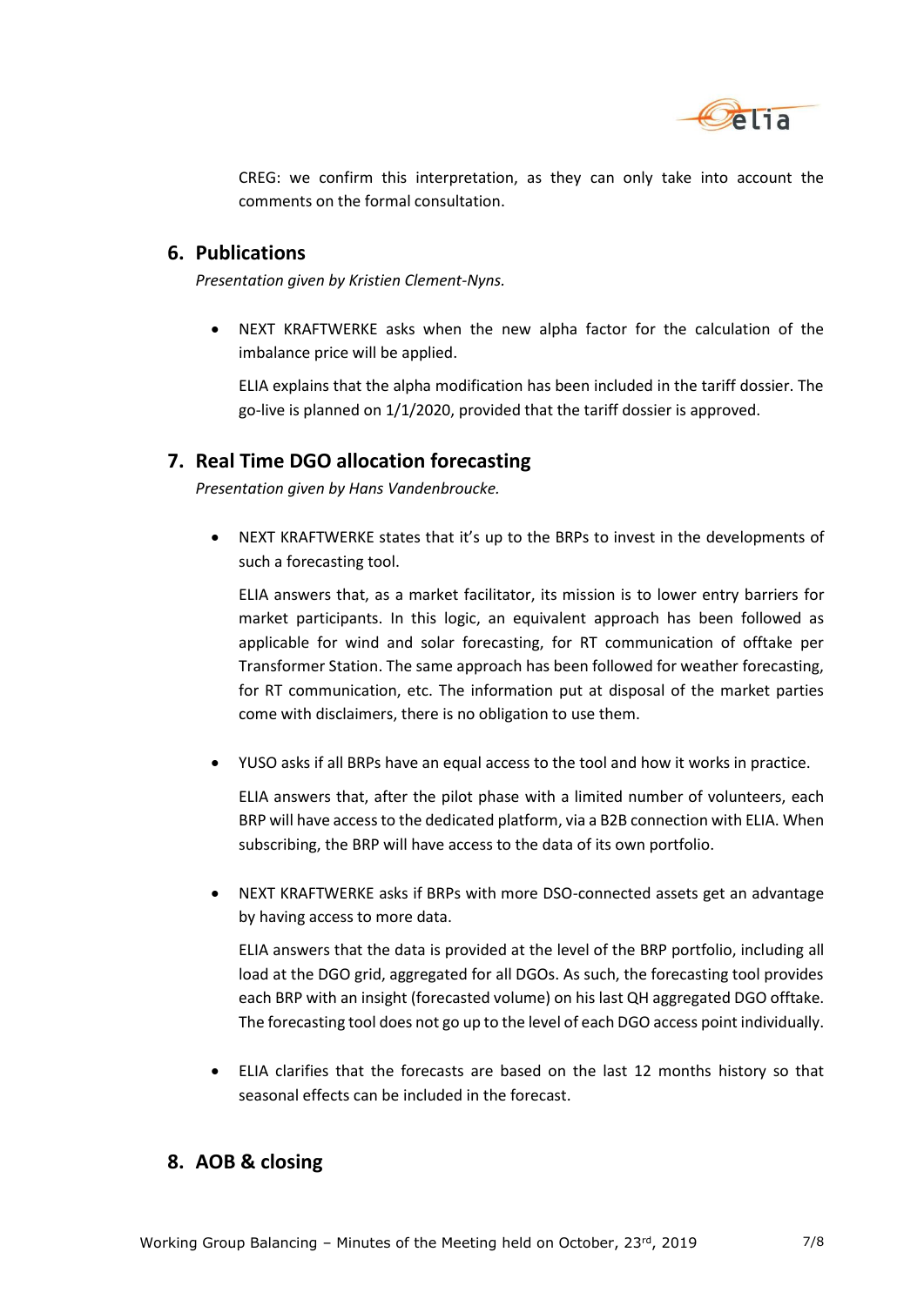CREG: we confirm this interpretation, as they can only take into account the comments on the formal consultation.

## 6. Publications

*Presentation given by Kristien Clement-Nyns.*

- NEXT KRAFTWERKE asks when the new alpha factor for the calculation of the imbalance price will be applied.

  ELIA explains that the alpha modification has been included in the tariff dossier. The go-live is planned on 1/1/2020, provided that the tariff dossier is approved.

## 7. Real Time DGO allocation forecasting

*Presentation given by Hans Vandenbroucke.*

- NEXT KRAFTWERKE states that it's up to the BRPs to invest in the developments of such a forecasting tool.

  ELIA answers that, as a market facilitator, its mission is to lower entry barriers for market participants. In this logic, an equivalent approach has been followed as applicable for wind and solar forecasting, for RT communication of offtake per Transformer Station. The same approach has been followed for weather forecasting, for RT communication, etc. The information put at disposal of the market parties come with disclaimers, there is no obligation to use them.

- YUSO asks if all BRPs have an equal access to the tool and how it works in practice.

  ELIA answers that, after the pilot phase with a limited number of volunteers, each BRP will have access to the dedicated platform, via a B2B connection with ELIA. When subscribing, the BRP will have access to the data of its own portfolio.

- NEXT KRAFTWERKE asks if BRPs with more DSO-connected assets get an advantage by having access to more data.

  ELIA answers that the data is provided at the level of the BRP portfolio, including all load at the DGO grid, aggregated for all DGOs. As such, the forecasting tool provides each BRP with an insight (forecasted volume) on his last QH aggregated DGO offtake. The forecasting tool does not go up to the level of each DGO access point individually.

- ELIA clarifies that the forecasts are based on the last 12 months history so that seasonal effects can be included in the forecast.

## 8. AOB & closing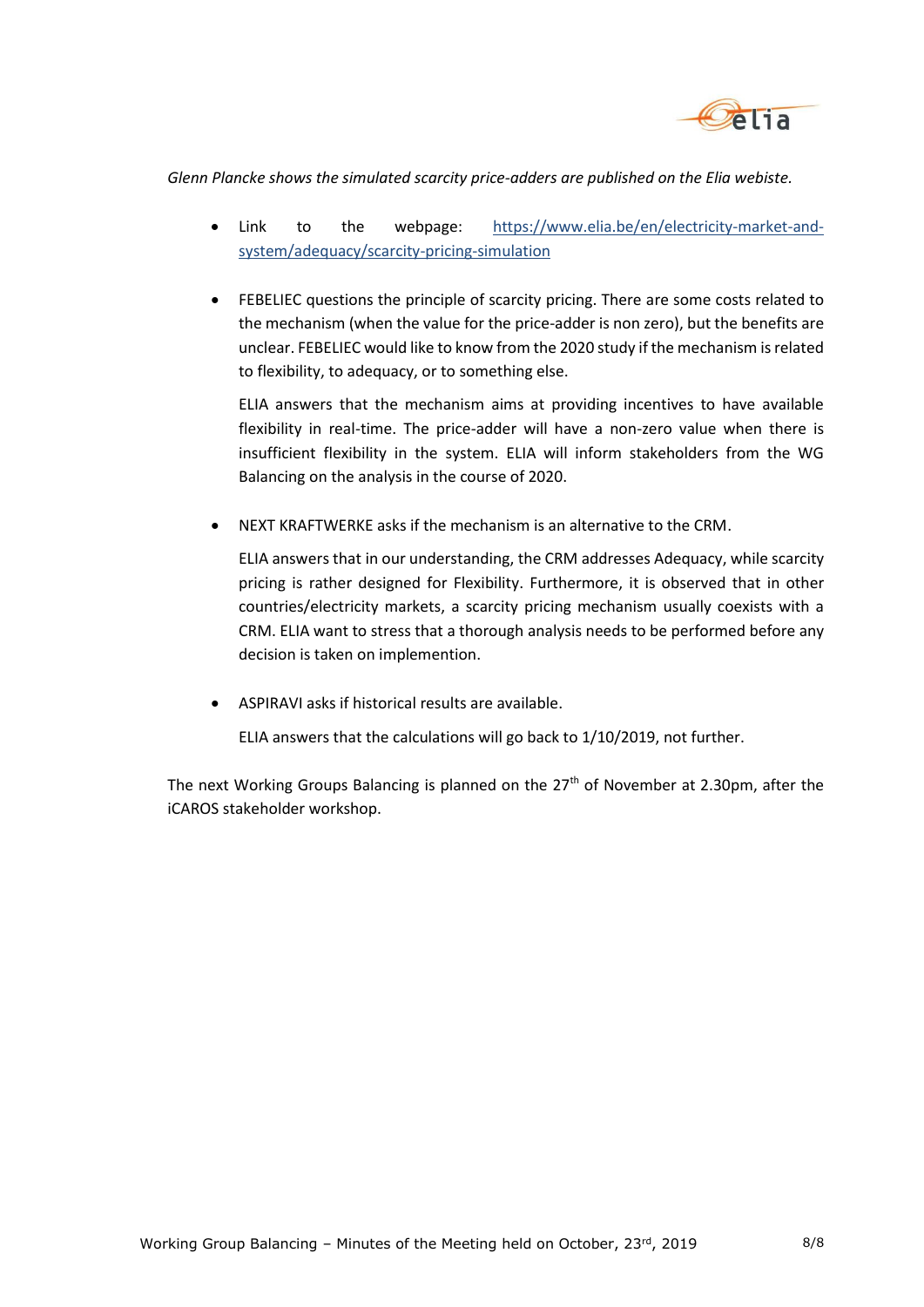*Glenn Plancke shows the simulated scarcity price-adders are published on the Elia webiste.*

- Link to the webpage: https://www.elia.be/en/electricity-market-and-system/adequacy/scarcity-pricing-simulation

- FEBELIEC questions the principle of scarcity pricing. There are some costs related to the mechanism (when the value for the price-adder is non zero), but the benefits are unclear. FEBELIEC would like to know from the 2020 study if the mechanism is related to flexibility, to adequacy, or to something else.

  ELIA answers that the mechanism aims at providing incentives to have available flexibility in real-time. The price-adder will have a non-zero value when there is insufficient flexibility in the system. ELIA will inform stakeholders from the WG Balancing on the analysis in the course of 2020.

- NEXT KRAFTWERKE asks if the mechanism is an alternative to the CRM.

  ELIA answers that in our understanding, the CRM addresses Adequacy, while scarcity pricing is rather designed for Flexibility. Furthermore, it is observed that in other countries/electricity markets, a scarcity pricing mechanism usually coexists with a CRM. ELIA want to stress that a thorough analysis needs to be performed before any decision is taken on implemention.

- ASPIRAVI asks if historical results are available.

  ELIA answers that the calculations will go back to 1/10/2019, not further.

The next Working Groups Balancing is planned on the 27th of November at 2.30pm, after the iCAROS stakeholder workshop.